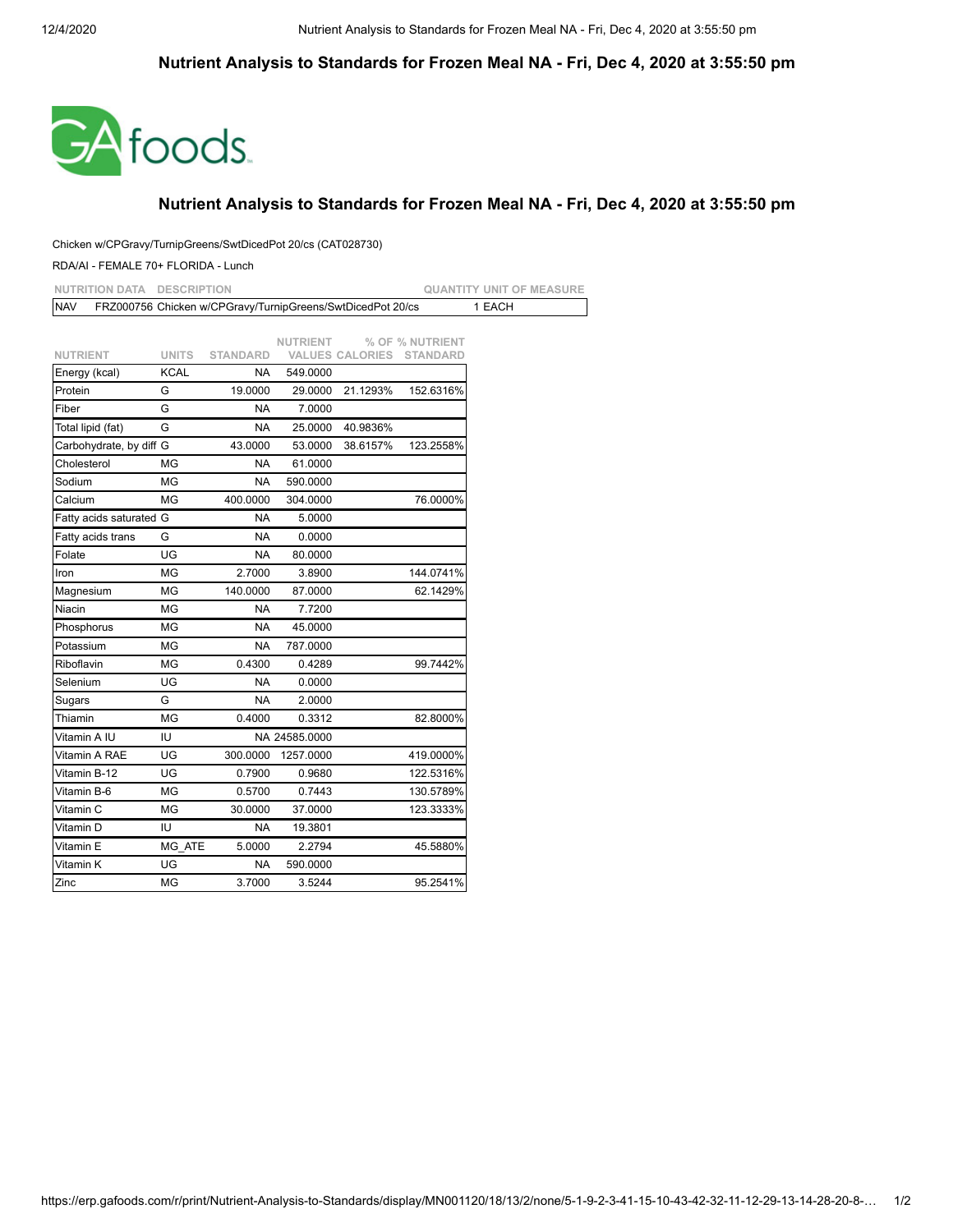# Nutrient Analysis to Standards for Frozen Meal NA - Fri, Dec 4, 2020 at 3:55:50 pm

GAfoods

## Nutrient Analysis to Standards for Frozen Meal NA - Fri, Dec 4, 2020 at 3:55:50 pm

Chicken w/CPGravy/TurnipGreens/SwtDicedPot 20/cs (CAT028730)

RDA/AI - FEMALE 70+ FLORIDA - Lunch

| NUTRITION DATA | DESCRIPTION | QUANTITY | UNIT OF MEASURE |
|---|---|---|---|
| NAV | FRZ000756 Chicken w/CPGravy/TurnipGreens/SwtDicedPot 20/cs | 1 | EACH |

| NUTRIENT | UNITS | STANDARD | NUTRIENT VALUES | % OF CALORIES | % NUTRIENT STANDARD |
|---|---|---|---|---|---|
| Energy (kcal) | KCAL | NA | 549.0000 | | |
| Protein | G | 19.0000 | 29.0000 | 21.1293% | 152.6316% |
| Fiber | G | NA | 7.0000 | | |
| Total lipid (fat) | G | NA | 25.0000 | 40.9836% | |
| Carbohydrate, by diff | G | 43.0000 | 53.0000 | 38.6157% | 123.2558% |
| Cholesterol | MG | NA | 61.0000 | | |
| Sodium | MG | NA | 590.0000 | | |
| Calcium | MG | 400.0000 | 304.0000 | | 76.0000% |
| Fatty acids saturated | G | NA | 5.0000 | | |
| Fatty acids trans | G | NA | 0.0000 | | |
| Folate | UG | NA | 80.0000 | | |
| Iron | MG | 2.7000 | 3.8900 | | 144.0741% |
| Magnesium | MG | 140.0000 | 87.0000 | | 62.1429% |
| Niacin | MG | NA | 7.7200 | | |
| Phosphorus | MG | NA | 45.0000 | | |
| Potassium | MG | NA | 787.0000 | | |
| Riboflavin | MG | 0.4300 | 0.4289 | | 99.7442% |
| Selenium | UG | NA | 0.0000 | | |
| Sugars | G | NA | 2.0000 | | |
| Thiamin | MG | 0.4000 | 0.3312 | | 82.8000% |
| Vitamin A IU | IU | NA | 24585.0000 | | |
| Vitamin A RAE | UG | 300.0000 | 1257.0000 | | 419.0000% |
| Vitamin B-12 | UG | 0.7900 | 0.9680 | | 122.5316% |
| Vitamin B-6 | MG | 0.5700 | 0.7443 | | 130.5789% |
| Vitamin C | MG | 30.0000 | 37.0000 | | 123.3333% |
| Vitamin D | IU | NA | 19.3801 | | |
| Vitamin E | MG_ATE | 5.0000 | 2.2794 | | 45.5880% |
| Vitamin K | UG | NA | 590.0000 | | |
| Zinc | MG | 3.7000 | 3.5244 | | 95.2541% |